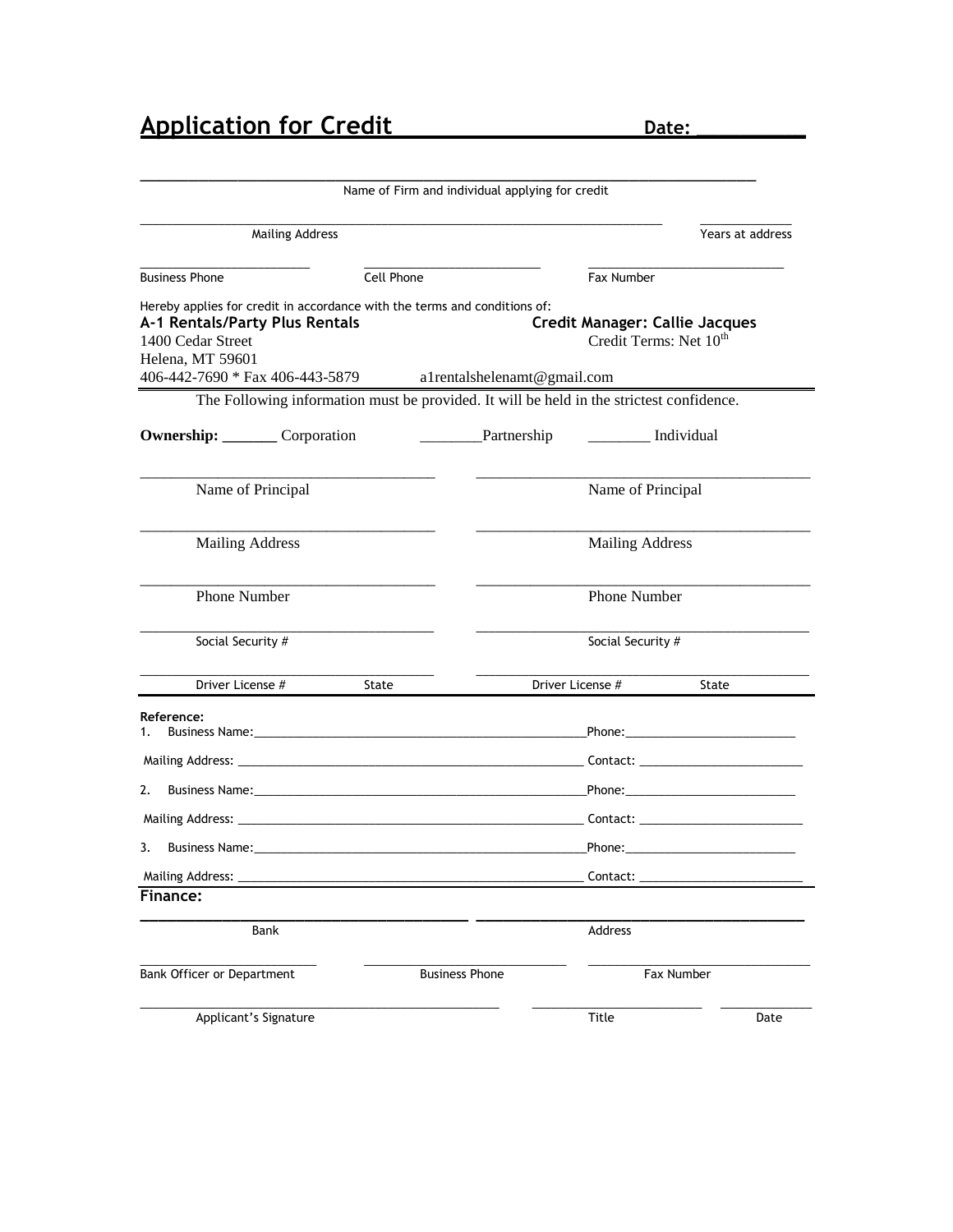# Application for Credit

**Date: __________**

______________________________________________________________________________
Name of Firm and individual applying for credit

______________________________________________________________________ ____________
Mailing Address | Years at address

______________________ ______________________ __________________________
Business Phone | Cell Phone | Fax Number

Hereby applies for credit in accordance with the terms and conditions of:

**A-1 Rentals/Party Plus Rentals**
1400 Cedar Street
Helena, MT 59601
406-442-7690 * Fax 406-443-5879 a1rentalshelenamt@gmail.com

**Credit Manager: Callie Jacques**
Credit Terms: Net 10$^{th}$

The Following information must be provided. It will be held in the strictest confidence.

**Ownership:** _______ Corporation ________Partnership ________ Individual

______________________________________ ______________________________________
Name of Principal | Name of Principal

______________________________________ ______________________________________
Mailing Address | Mailing Address

______________________________________ ______________________________________
Phone Number | Phone Number

______________________________________ ______________________________________
Social Security # | Social Security #

______________________________________ ______________________________________
Driver License # State | Driver License # State

**Reference:**

1. Business Name:_____________________________________________Phone:______________________

   Mailing Address: _____________________________________________ Contact: ______________________

2. Business Name:_____________________________________________Phone:______________________

   Mailing Address: _____________________________________________ Contact: ______________________

3. Business Name:_____________________________________________Phone:______________________

   Mailing Address: _____________________________________________ Contact: ______________________

**Finance:**

______________________________________ ______________________________________
Bank | Address

______________________ ______________________ __________________________
Bank Officer or Department | Business Phone | Fax Number

______________________________________________ ____________________ ____________
Applicant's Signature | Title | Date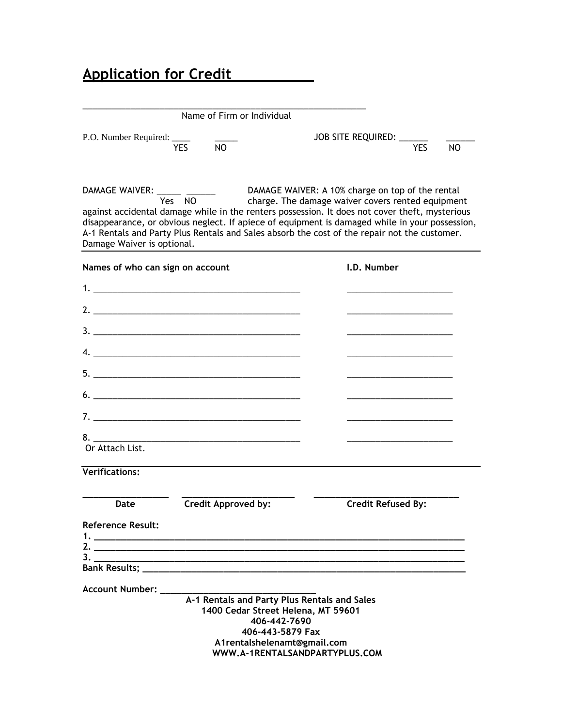# Application for Credit

_______________________________________________

Name of Firm or Individual

P.O. Number Required: ____ YES _____ NO

JOB SITE REQUIRED: ______ YES ______ NO

DAMAGE WAIVER: _____ Yes ______ NO

DAMAGE WAIVER: A 10% charge on top of the rental charge. The damage waiver covers rented equipment against accidental damage while in the renters possession. It does not cover theft, mysterious disappearance, or obvious neglect. If apiece of equipment is damaged while in your possession, A-1 Rentals and Party Plus Rentals and Sales absorb the cost of the repair not the customer. Damage Waiver is optional.

---

| Names of who can sign on account | I.D. Number |
|---|---|
| 1. ____________________ | ____________________ |
| 2. ____________________ | ____________________ |
| 3. ____________________ | ____________________ |
| 4. ____________________ | ____________________ |
| 5. ____________________ | ____________________ |
| 6. ____________________ | ____________________ |
| 7. ____________________ | ____________________ |
| 8. ____________________ | ____________________ |

Or Attach List.

---

**Verifications:**

| Date | Credit Approved by: | Credit Refused By: |
|---|---|---|
| ________ | ________________ | ________________ |

**Reference Result:**

**1.** ______________________________________________

**2.** ______________________________________________

**3.** ______________________________________________

**Bank Results;** ______________________________________________

**Account Number:** ____________________

**A-1 Rentals and Party Plus Rentals and Sales**
**1400 Cedar Street Helena, MT 59601**
**406-442-7690**
**406-443-5879 Fax**
**A1rentalshelenamt@gmail.com**
**WWW.A-1RENTALSANDPARTYPLUS.COM**